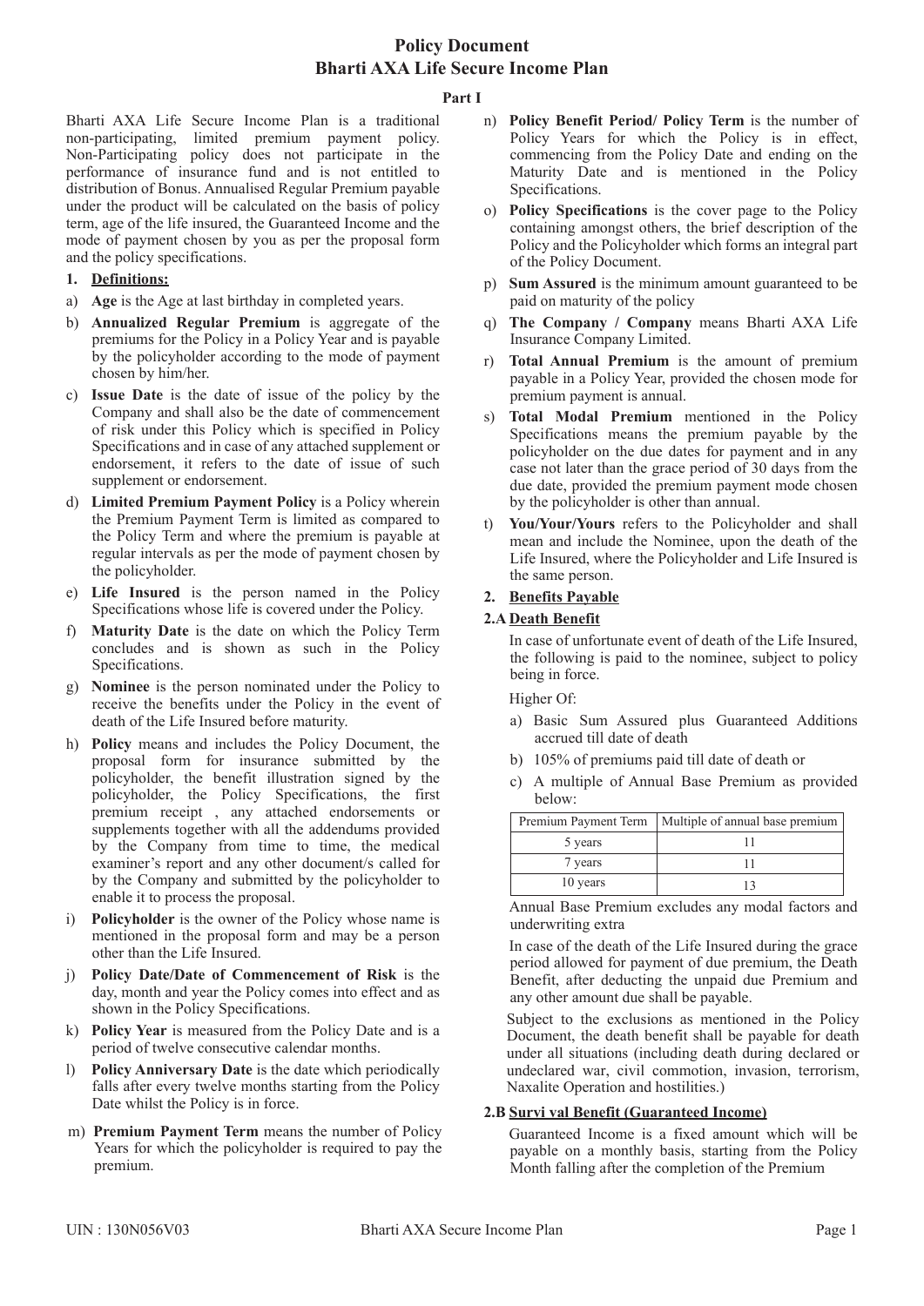# Policy Document
# Bharti AXA Life Secure Income Plan

## Part I

Bharti AXA Life Secure Income Plan is a traditional non-participating, limited premium payment policy. Non-Participating policy does not participate in the performance of insurance fund and is not entitled to distribution of Bonus. Annualised Regular Premium payable under the product will be calculated on the basis of policy term, age of the life insured, the Guaranteed Income and the mode of payment chosen by you as per the proposal form and the policy specifications.

### 1. Definitions:

a) **Age** is the Age at last birthday in completed years.

b) **Annualized Regular Premium** is aggregate of the premiums for the Policy in a Policy Year and is payable by the policyholder according to the mode of payment chosen by him/her.

c) **Issue Date** is the date of issue of the policy by the Company and shall also be the date of commencement of risk under this Policy which is specified in Policy Specifications and in case of any attached supplement or endorsement, it refers to the date of issue of such supplement or endorsement.

d) **Limited Premium Payment Policy** is a Policy wherein the Premium Payment Term is limited as compared to the Policy Term and where the premium is payable at regular intervals as per the mode of payment chosen by the policyholder.

e) **Life Insured** is the person named in the Policy Specifications whose life is covered under the Policy.

f) **Maturity Date** is the date on which the Policy Term concludes and is shown as such in the Policy Specifications.

g) **Nominee** is the person nominated under the Policy to receive the benefits under the Policy in the event of death of the Life Insured before maturity.

h) **Policy** means and includes the Policy Document, the proposal form for insurance submitted by the policyholder, the benefit illustration signed by the policyholder, the Policy Specifications, the first premium receipt , any attached endorsements or supplements together with all the addendums provided by the Company from time to time, the medical examiner's report and any other document/s called for by the Company and submitted by the policyholder to enable it to process the proposal.

i) **Policyholder** is the owner of the Policy whose name is mentioned in the proposal form and may be a person other than the Life Insured.

j) **Policy Date/Date of Commencement of Risk** is the day, month and year the Policy comes into effect and as shown in the Policy Specifications.

k) **Policy Year** is measured from the Policy Date and is a period of twelve consecutive calendar months.

l) **Policy Anniversary Date** is the date which periodically falls after every twelve months starting from the Policy Date whilst the Policy is in force.

m) **Premium Payment Term** means the number of Policy Years for which the policyholder is required to pay the premium.

n) **Policy Benefit Period/ Policy Term** is the number of Policy Years for which the Policy is in effect, commencing from the Policy Date and ending on the Maturity Date and is mentioned in the Policy Specifications.

o) **Policy Specifications** is the cover page to the Policy containing amongst others, the brief description of the Policy and the Policyholder which forms an integral part of the Policy Document.

p) **Sum Assured** is the minimum amount guaranteed to be paid on maturity of the policy

q) **The Company / Company** means Bharti AXA Life Insurance Company Limited.

r) **Total Annual Premium** is the amount of premium payable in a Policy Year, provided the chosen mode for premium payment is annual.

s) **Total Modal Premium** mentioned in the Policy Specifications means the premium payable by the policyholder on the due dates for payment and in any case not later than the grace period of 30 days from the due date, provided the premium payment mode chosen by the policyholder is other than annual.

t) **You/Your/Yours** refers to the Policyholder and shall mean and include the Nominee, upon the death of the Life Insured, where the Policyholder and Life Insured is the same person.

### 2. Benefits Payable

#### 2.A Death Benefit

In case of unfortunate event of death of the Life Insured, the following is paid to the nominee, subject to policy being in force.

Higher Of:

a) Basic Sum Assured plus Guaranteed Additions accrued till date of death

b) 105% of premiums paid till date of death or

c) A multiple of Annual Base Premium as provided below:

| Premium Payment Term | Multiple of annual base premium |
|---|---|
| 5 years | 11 |
| 7 years | 11 |
| 10 years | 13 |

Annual Base Premium excludes any modal factors and underwriting extra

In case of the death of the Life Insured during the grace period allowed for payment of due premium, the Death Benefit, after deducting the unpaid due Premium and any other amount due shall be payable.

Subject to the exclusions as mentioned in the Policy Document, the death benefit shall be payable for death under all situations (including death during declared or undeclared war, civil commotion, invasion, terrorism, Naxalite Operation and hostilities.)

#### 2.B Survi val Benefit (Guaranteed Income)

Guaranteed Income is a fixed amount which will be payable on a monthly basis, starting from the Policy Month falling after the completion of the Premium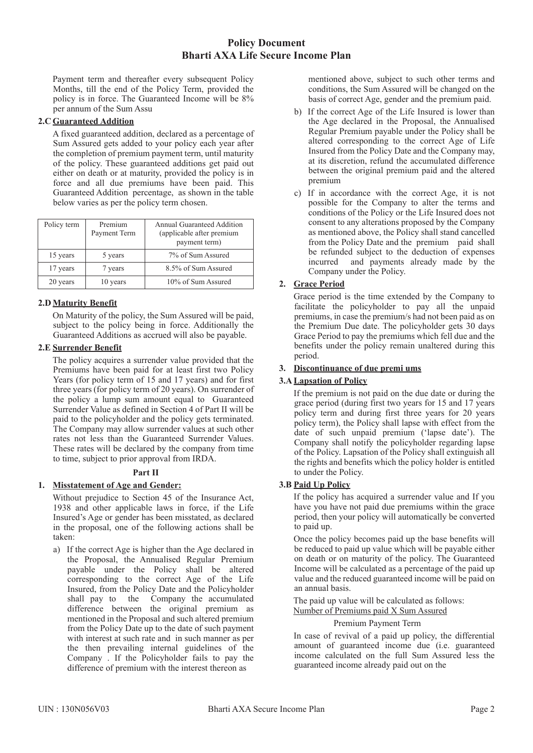Payment term and thereafter every subsequent Policy Months, till the end of the Policy Term, provided the policy is in force. The Guaranteed Income will be 8% per annum of the Sum Assu

### 2.C Guaranteed Addition

A fixed guaranteed addition, declared as a percentage of Sum Assured gets added to your policy each year after the completion of premium payment term, until maturity of the policy. These guaranteed additions get paid out either on death or at maturity, provided the policy is in force and all due premiums have been paid. This Guaranteed Addition percentage, as shown in the table below varies as per the policy term chosen.

| Policy term | Premium Payment Term | Annual Guaranteed Addition (applicable after premium payment term) |
|---|---|---|
| 15 years | 5 years | 7% of Sum Assured |
| 17 years | 7 years | 8.5% of Sum Assured |
| 20 years | 10 years | 10% of Sum Assured |

### 2.D Maturity Benefit

On Maturity of the policy, the Sum Assured will be paid, subject to the policy being in force. Additionally the Guaranteed Additions as accrued will also be payable.

### 2.E Surrender Benefit

The policy acquires a surrender value provided that the Premiums have been paid for at least first two Policy Years (for policy term of 15 and 17 years) and for first three years (for policy term of 20 years). On surrender of the policy a lump sum amount equal to Guaranteed Surrender Value as defined in Section 4 of Part II will be paid to the policyholder and the policy gets terminated. The Company may allow surrender values at such other rates not less than the Guaranteed Surrender Values. These rates will be declared by the company from time to time, subject to prior approval from IRDA.

## Part II

### 1. Misstatement of Age and Gender:

Without prejudice to Section 45 of the Insurance Act, 1938 and other applicable laws in force, if the Life Insured's Age or gender has been misstated, as declared in the proposal, one of the following actions shall be taken:

a) If the correct Age is higher than the Age declared in the Proposal, the Annualised Regular Premium payable under the Policy shall be altered corresponding to the correct Age of the Life Insured, from the Policy Date and the Policyholder shall pay to the Company the accumulated difference between the original premium as mentioned in the Proposal and such altered premium from the Policy Date up to the date of such payment with interest at such rate and in such manner as per the then prevailing internal guidelines of the Company . If the Policyholder fails to pay the difference of premium with the interest thereon as mentioned above, subject to such other terms and conditions, the Sum Assured will be changed on the basis of correct Age, gender and the premium paid.

b) If the correct Age of the Life Insured is lower than the Age declared in the Proposal, the Annualised Regular Premium payable under the Policy shall be altered corresponding to the correct Age of Life Insured from the Policy Date and the Company may, at its discretion, refund the accumulated difference between the original premium paid and the altered premium

c) If in accordance with the correct Age, it is not possible for the Company to alter the terms and conditions of the Policy or the Life Insured does not consent to any alterations proposed by the Company as mentioned above, the Policy shall stand cancelled from the Policy Date and the premium paid shall be refunded subject to the deduction of expenses incurred and payments already made by the Company under the Policy.

### 2. Grace Period

Grace period is the time extended by the Company to facilitate the policyholder to pay all the unpaid premiums, in case the premium/s had not been paid as on the Premium Due date. The policyholder gets 30 days Grace Period to pay the premiums which fell due and the benefits under the policy remain unaltered during this period.

### 3. Discontinuance of due premi ums

### 3.A Lapsation of Policy

If the premium is not paid on the due date or during the grace period (during first two years for 15 and 17 years policy term and during first three years for 20 years policy term), the Policy shall lapse with effect from the date of such unpaid premium ('lapse date'). The Company shall notify the policyholder regarding lapse of the Policy. Lapsation of the Policy shall extinguish all the rights and benefits which the policy holder is entitled to under the Policy.

### 3.B Paid Up Policy

If the policy has acquired a surrender value and If you have you have not paid due premiums within the grace period, then your policy will automatically be converted to paid up.

Once the policy becomes paid up the base benefits will be reduced to paid up value which will be payable either on death or on maturity of the policy. The Guaranteed Income will be calculated as a percentage of the paid up value and the reduced guaranteed income will be paid on an annual basis.

The paid up value will be calculated as follows:

$$\frac{\text{Number of Premiums paid X Sum Assured}}{\text{Premium Payment Term}}$$

In case of revival of a paid up policy, the differential amount of guaranteed income due (i.e. guaranteed income calculated on the full Sum Assured less the guaranteed income already paid out on the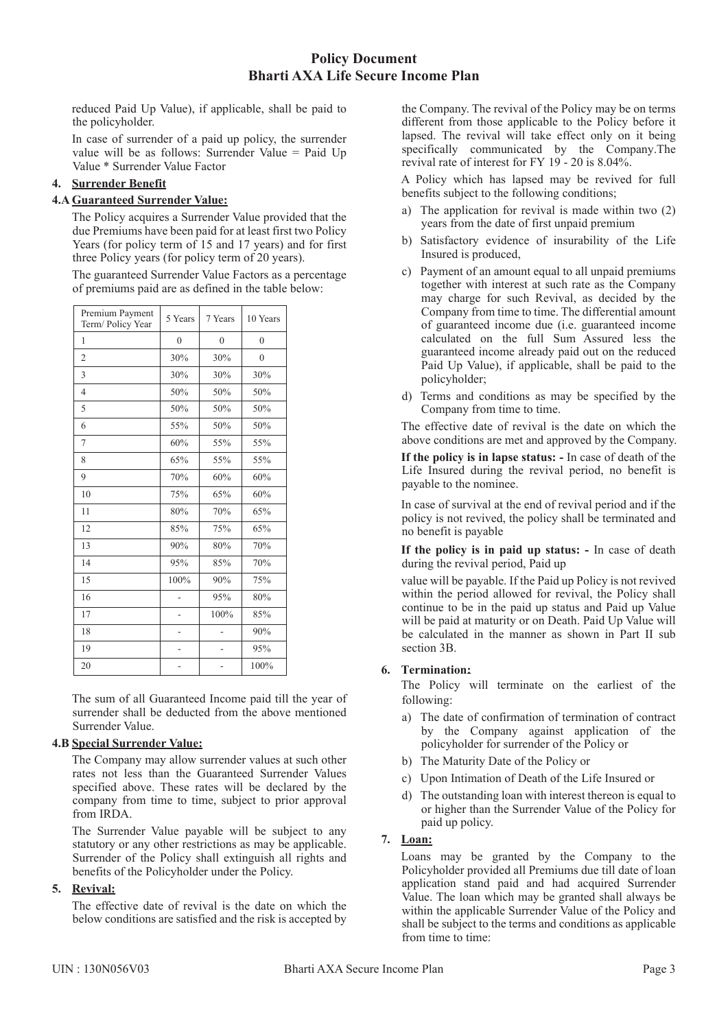reduced Paid Up Value), if applicable, shall be paid to the policyholder.

In case of surrender of a paid up policy, the surrender value will be as follows: Surrender Value = Paid Up Value * Surrender Value Factor

**4. Surrender Benefit**

**4.A Guaranteed Surrender Value:**

The Policy acquires a Surrender Value provided that the due Premiums have been paid for at least first two Policy Years (for policy term of 15 and 17 years) and for first three Policy years (for policy term of 20 years).

The guaranteed Surrender Value Factors as a percentage of premiums paid are as defined in the table below:

| Premium Payment Term/ Policy Year | 5 Years | 7 Years | 10 Years |
|---|---|---|---|
| 1 | 0 | 0 | 0 |
| 2 | 30% | 30% | 0 |
| 3 | 30% | 30% | 30% |
| 4 | 50% | 50% | 50% |
| 5 | 50% | 50% | 50% |
| 6 | 55% | 50% | 50% |
| 7 | 60% | 55% | 55% |
| 8 | 65% | 55% | 55% |
| 9 | 70% | 60% | 60% |
| 10 | 75% | 65% | 60% |
| 11 | 80% | 70% | 65% |
| 12 | 85% | 75% | 65% |
| 13 | 90% | 80% | 70% |
| 14 | 95% | 85% | 70% |
| 15 | 100% | 90% | 75% |
| 16 | - | 95% | 80% |
| 17 | - | 100% | 85% |
| 18 | - | - | 90% |
| 19 | - | - | 95% |
| 20 | - | - | 100% |

The sum of all Guaranteed Income paid till the year of surrender shall be deducted from the above mentioned Surrender Value.

**4.B Special Surrender Value:**

The Company may allow surrender values at such other rates not less than the Guaranteed Surrender Values specified above. These rates will be declared by the company from time to time, subject to prior approval from IRDA.

The Surrender Value payable will be subject to any statutory or any other restrictions as may be applicable. Surrender of the Policy shall extinguish all rights and benefits of the Policyholder under the Policy.

**5. Revival:**

The effective date of revival is the date on which the below conditions are satisfied and the risk is accepted by the Company. The revival of the Policy may be on terms different from those applicable to the Policy before it lapsed. The revival will take effect only on it being specifically communicated by the Company.The revival rate of interest for FY 19 - 20 is 8.04%.

A Policy which has lapsed may be revived for full benefits subject to the following conditions;

a) The application for revival is made within two (2) years from the date of first unpaid premium
b) Satisfactory evidence of insurability of the Life Insured is produced,
c) Payment of an amount equal to all unpaid premiums together with interest at such rate as the Company may charge for such Revival, as decided by the Company from time to time. The differential amount of guaranteed income due (i.e. guaranteed income calculated on the full Sum Assured less the guaranteed income already paid out on the reduced Paid Up Value), if applicable, shall be paid to the policyholder;
d) Terms and conditions as may be specified by the Company from time to time.

The effective date of revival is the date on which the above conditions are met and approved by the Company.

**If the policy is in lapse status: -** In case of death of the Life Insured during the revival period, no benefit is payable to the nominee.

In case of survival at the end of revival period and if the policy is not revived, the policy shall be terminated and no benefit is payable

**If the policy is in paid up status: -** In case of death during the revival period, Paid up value will be payable. If the Paid up Policy is not revived within the period allowed for revival, the Policy shall continue to be in the paid up status and Paid up Value will be paid at maturity or on Death. Paid Up Value will be calculated in the manner as shown in Part II sub section 3B.

**6. Termination:**

The Policy will terminate on the earliest of the following:

a) The date of confirmation of termination of contract by the Company against application of the policyholder for surrender of the Policy or
b) The Maturity Date of the Policy or
c) Upon Intimation of Death of the Life Insured or
d) The outstanding loan with interest thereon is equal to or higher than the Surrender Value of the Policy for paid up policy.

**7. Loan:**

Loans may be granted by the Company to the Policyholder provided all Premiums due till date of loan application stand paid and had acquired Surrender Value. The loan which may be granted shall always be within the applicable Surrender Value of the Policy and shall be subject to the terms and conditions as applicable from time to time: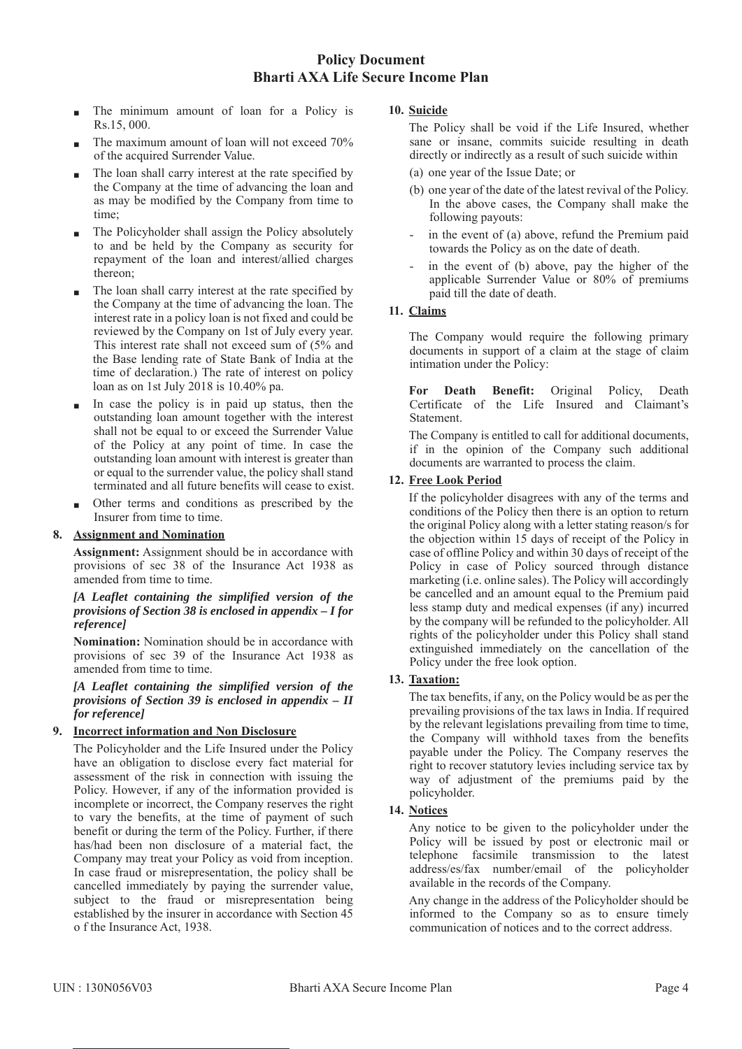- The minimum amount of loan for a Policy is Rs.15, 000.
- The maximum amount of loan will not exceed 70% of the acquired Surrender Value.
- The loan shall carry interest at the rate specified by the Company at the time of advancing the loan and as may be modified by the Company from time to time;
- The Policyholder shall assign the Policy absolutely to and be held by the Company as security for repayment of the loan and interest/allied charges thereon;
- The loan shall carry interest at the rate specified by the Company at the time of advancing the loan. The interest rate in a policy loan is not fixed and could be reviewed by the Company on 1st of July every year. This interest rate shall not exceed sum of (5% and the Base lending rate of State Bank of India at the time of declaration.) The rate of interest on policy loan as on 1st July 2018 is 10.40% pa.
- In case the policy is in paid up status, then the outstanding loan amount together with the interest shall not be equal to or exceed the Surrender Value of the Policy at any point of time. In case the outstanding loan amount with interest is greater than or equal to the surrender value, the policy shall stand terminated and all future benefits will cease to exist.
- Other terms and conditions as prescribed by the Insurer from time to time.

**8. Assignment and Nomination**

**Assignment:** Assignment should be in accordance with provisions of sec 38 of the Insurance Act 1938 as amended from time to time.

***[A Leaflet containing the simplified version of the provisions of Section 38 is enclosed in appendix – I for reference]***

**Nomination:** Nomination should be in accordance with provisions of sec 39 of the Insurance Act 1938 as amended from time to time.

***[A Leaflet containing the simplified version of the provisions of Section 39 is enclosed in appendix – II for reference]***

**9. Incorrect information and Non Disclosure**

The Policyholder and the Life Insured under the Policy have an obligation to disclose every fact material for assessment of the risk in connection with issuing the Policy. However, if any of the information provided is incomplete or incorrect, the Company reserves the right to vary the benefits, at the time of payment of such benefit or during the term of the Policy. Further, if there has/had been non disclosure of a material fact, the Company may treat your Policy as void from inception. In case fraud or misrepresentation, the policy shall be cancelled immediately by paying the surrender value, subject to the fraud or misrepresentation being established by the insurer in accordance with Section 45 o f the Insurance Act, 1938.

**10. Suicide**

The Policy shall be void if the Life Insured, whether sane or insane, commits suicide resulting in death directly or indirectly as a result of such suicide within

(a) one year of the Issue Date; or

(b) one year of the date of the latest revival of the Policy. In the above cases, the Company shall make the following payouts:

- in the event of (a) above, refund the Premium paid towards the Policy as on the date of death.
- in the event of (b) above, pay the higher of the applicable Surrender Value or 80% of premiums paid till the date of death.

**11. Claims**

The Company would require the following primary documents in support of a claim at the stage of claim intimation under the Policy:

**For Death Benefit:** Original Policy, Death Certificate of the Life Insured and Claimant's Statement.

The Company is entitled to call for additional documents, if in the opinion of the Company such additional documents are warranted to process the claim.

**12. Free Look Period**

If the policyholder disagrees with any of the terms and conditions of the Policy then there is an option to return the original Policy along with a letter stating reason/s for the objection within 15 days of receipt of the Policy in case of offline Policy and within 30 days of receipt of the Policy in case of Policy sourced through distance marketing (i.e. online sales). The Policy will accordingly be cancelled and an amount equal to the Premium paid less stamp duty and medical expenses (if any) incurred by the company will be refunded to the policyholder. All rights of the policyholder under this Policy shall stand extinguished immediately on the cancellation of the Policy under the free look option.

**13. Taxation:**

The tax benefits, if any, on the Policy would be as per the prevailing provisions of the tax laws in India. If required by the relevant legislations prevailing from time to time, the Company will withhold taxes from the benefits payable under the Policy. The Company reserves the right to recover statutory levies including service tax by way of adjustment of the premiums paid by the policyholder.

**14. Notices**

Any notice to be given to the policyholder under the Policy will be issued by post or electronic mail or telephone facsimile transmission to the latest address/es/fax number/email of the policyholder available in the records of the Company.

Any change in the address of the Policyholder should be informed to the Company so as to ensure timely communication of notices and to the correct address.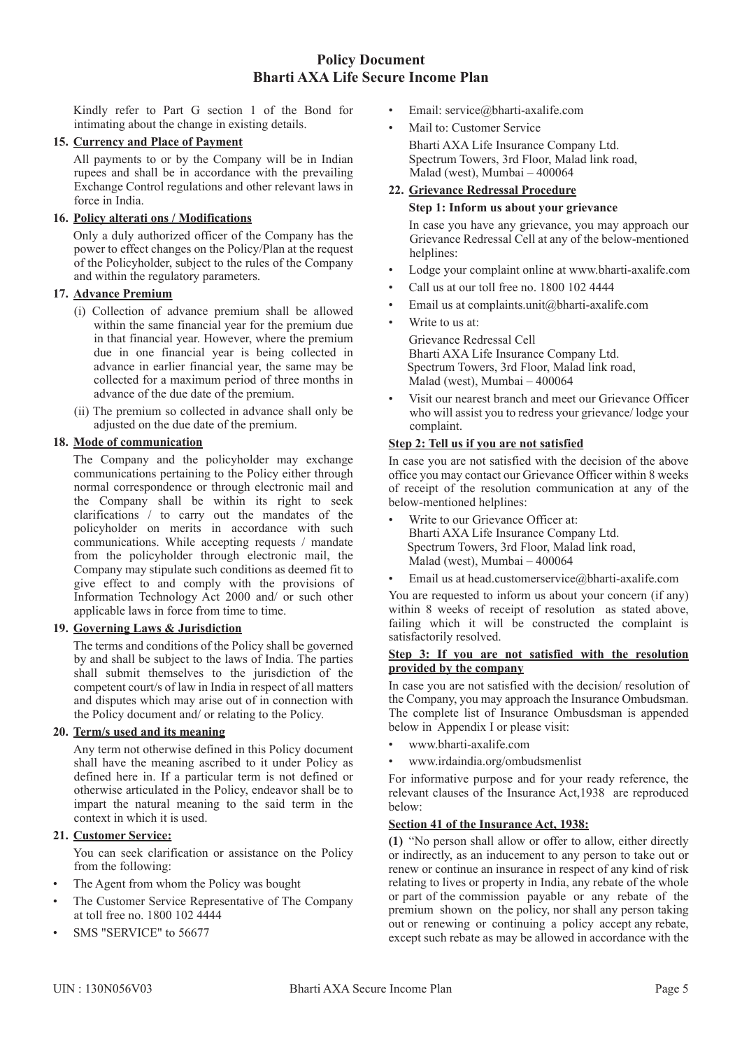Kindly refer to Part G section 1 of the Bond for intimating about the change in existing details.

**15. Currency and Place of Payment**

All payments to or by the Company will be in Indian rupees and shall be in accordance with the prevailing Exchange Control regulations and other relevant laws in force in India.

**16. Policy alterati ons / Modifications**

Only a duly authorized officer of the Company has the power to effect changes on the Policy/Plan at the request of the Policyholder, subject to the rules of the Company and within the regulatory parameters.

**17. Advance Premium**

(i) Collection of advance premium shall be allowed within the same financial year for the premium due in that financial year. However, where the premium due in one financial year is being collected in advance in earlier financial year, the same may be collected for a maximum period of three months in advance of the due date of the premium.

(ii) The premium so collected in advance shall only be adjusted on the due date of the premium.

**18. Mode of communication**

The Company and the policyholder may exchange communications pertaining to the Policy either through normal correspondence or through electronic mail and the Company shall be within its right to seek clarifications / to carry out the mandates of the policyholder on merits in accordance with such communications. While accepting requests / mandate from the policyholder through electronic mail, the Company may stipulate such conditions as deemed fit to give effect to and comply with the provisions of Information Technology Act 2000 and/ or such other applicable laws in force from time to time.

**19. Governing Laws & Jurisdiction**

The terms and conditions of the Policy shall be governed by and shall be subject to the laws of India. The parties shall submit themselves to the jurisdiction of the competent court/s of law in India in respect of all matters and disputes which may arise out of in connection with the Policy document and/ or relating to the Policy.

**20. Term/s used and its meaning**

Any term not otherwise defined in this Policy document shall have the meaning ascribed to it under Policy as defined here in. If a particular term is not defined or otherwise articulated in the Policy, endeavor shall be to impart the natural meaning to the said term in the context in which it is used.

**21. Customer Service:**

You can seek clarification or assistance on the Policy from the following:

- The Agent from whom the Policy was bought
- The Customer Service Representative of The Company at toll free no. 1800 102 4444
- SMS "SERVICE" to 56677
- Email: service@bharti-axalife.com
- Mail to: Customer Service
  Bharti AXA Life Insurance Company Ltd.
  Spectrum Towers, 3rd Floor, Malad link road,
  Malad (west), Mumbai – 400064

**22. Grievance Redressal Procedure**

**Step 1: Inform us about your grievance**

In case you have any grievance, you may approach our Grievance Redressal Cell at any of the below-mentioned helplines:

- Lodge your complaint online at www.bharti-axalife.com
- Call us at our toll free no. 1800 102 4444
- Email us at complaints.unit@bharti-axalife.com
- Write to us at:
  Grievance Redressal Cell
  Bharti AXA Life Insurance Company Ltd.
  Spectrum Towers, 3rd Floor, Malad link road,
  Malad (west), Mumbai – 400064
- Visit our nearest branch and meet our Grievance Officer who will assist you to redress your grievance/ lodge your complaint.

**Step 2: Tell us if you are not satisfied**

In case you are not satisfied with the decision of the above office you may contact our Grievance Officer within 8 weeks of receipt of the resolution communication at any of the below-mentioned helplines:

- Write to our Grievance Officer at:
  Bharti AXA Life Insurance Company Ltd.
  Spectrum Towers, 3rd Floor, Malad link road,
  Malad (west), Mumbai – 400064
- Email us at head.customerservice@bharti-axalife.com

You are requested to inform us about your concern (if any) within 8 weeks of receipt of resolution as stated above, failing which it will be constructed the complaint is satisfactorily resolved.

**Step 3: If you are not satisfied with the resolution provided by the company**

In case you are not satisfied with the decision/ resolution of the Company, you may approach the Insurance Ombusdsman. The complete list of Insurance Ombusdsman is appended below in Appendix I or please visit:

- www.bharti-axalife.com
- www.irdaindia.org/ombudsmenlist

For informative purpose and for your ready reference, the relevant clauses of the Insurance Act,1938 are reproduced below:

**Section 41 of the Insurance Act, 1938:**

**(1)** "No person shall allow or offer to allow, either directly or indirectly, as an inducement to any person to take out or renew or continue an insurance in respect of any kind of risk relating to lives or property in India, any rebate of the whole or part of the commission payable or any rebate of the premium shown on the policy, nor shall any person taking out or renewing or continuing a policy accept any rebate, except such rebate as may be allowed in accordance with the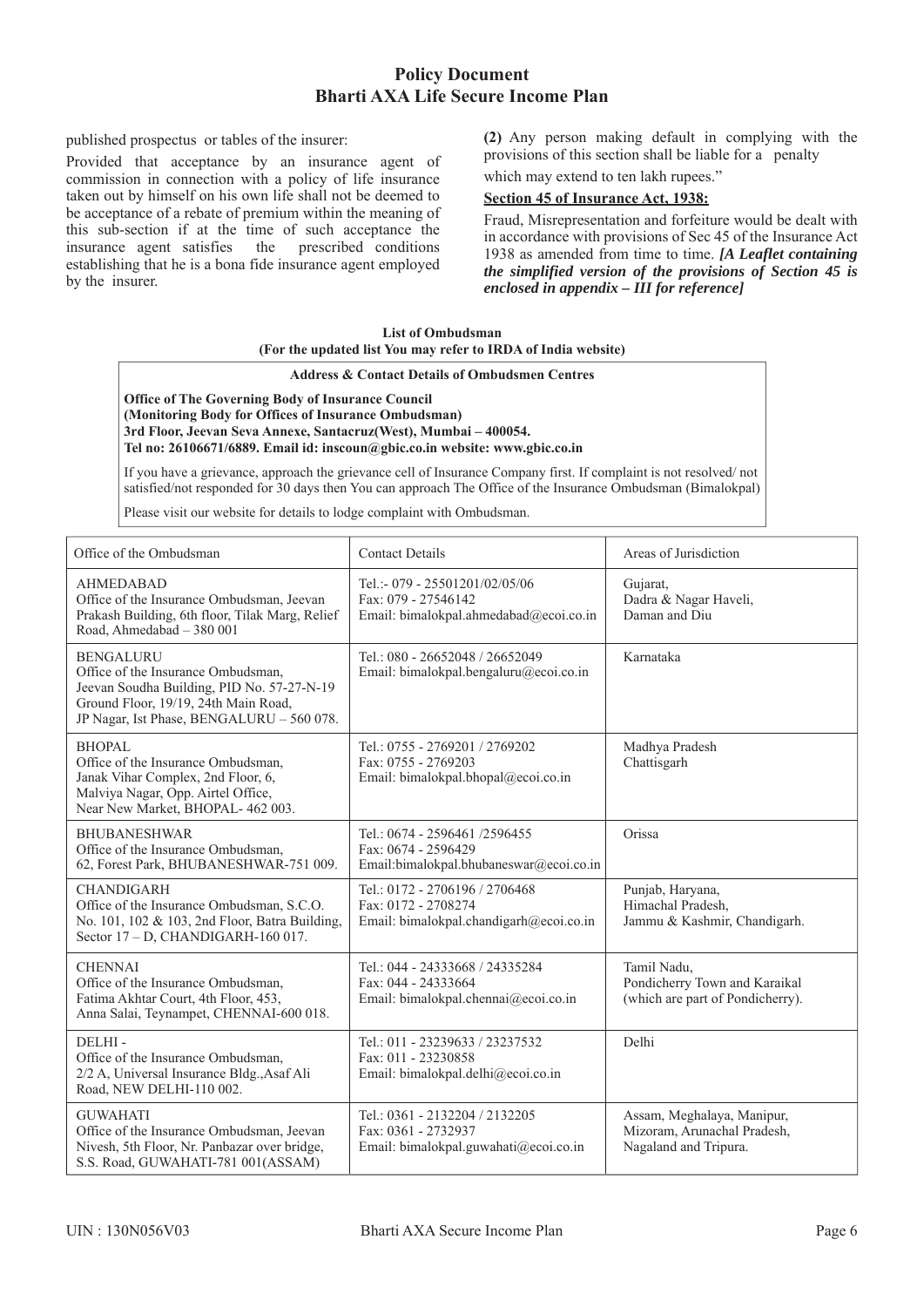published prospectus or tables of the insurer:

Provided that acceptance by an insurance agent of commission in connection with a policy of life insurance taken out by himself on his own life shall not be deemed to be acceptance of a rebate of premium within the meaning of this sub-section if at the time of such acceptance the insurance agent satisfies the prescribed conditions establishing that he is a bona fide insurance agent employed by the insurer.

**(2)** Any person making default in complying with the provisions of this section shall be liable for a penalty which may extend to ten lakh rupees."

**Section 45 of Insurance Act, 1938:**

Fraud, Misrepresentation and forfeiture would be dealt with in accordance with provisions of Sec 45 of the Insurance Act 1938 as amended from time to time. ***[A Leaflet containing the simplified version of the provisions of Section 45 is enclosed in appendix – III for reference]***

**List of Ombudsman**
**(For the updated list You may refer to IRDA of India website)**

**Address & Contact Details of Ombudsmen Centres**

**Office of The Governing Body of Insurance Council**
**(Monitoring Body for Offices of Insurance Ombudsman)**
**3rd Floor, Jeevan Seva Annexe, Santacruz(West), Mumbai – 400054.**
**Tel no: 26106671/6889. Email id: inscoun@gbic.co.in website: www.gbic.co.in**

If you have a grievance, approach the grievance cell of Insurance Company first. If complaint is not resolved/ not satisfied/not responded for 30 days then You can approach The Office of the Insurance Ombudsman (Bimalokpal)

Please visit our website for details to lodge complaint with Ombudsman.

| Office of the Ombudsman | Contact Details | Areas of Jurisdiction |
|---|---|---|
| AHMEDABAD<br>Office of the Insurance Ombudsman, Jeevan Prakash Building, 6th floor, Tilak Marg, Relief Road, Ahmedabad – 380 001 | Tel.:- 079 - 25501201/02/05/06<br>Fax: 079 - 27546142<br>Email: bimalokpal.ahmedabad@ecoi.co.in | Gujarat,<br>Dadra & Nagar Haveli,<br>Daman and Diu |
| BENGALURU<br>Office of the Insurance Ombudsman, Jeevan Soudha Building, PID No. 57-27-N-19 Ground Floor, 19/19, 24th Main Road, JP Nagar, Ist Phase, BENGALURU – 560 078. | Tel.: 080 - 26652048 / 26652049<br>Email: bimalokpal.bengaluru@ecoi.co.in | Karnataka |
| BHOPAL<br>Office of the Insurance Ombudsman, Janak Vihar Complex, 2nd Floor, 6, Malviya Nagar, Opp. Airtel Office, Near New Market, BHOPAL- 462 003. | Tel.: 0755 - 2769201 / 2769202<br>Fax: 0755 - 2769203<br>Email: bimalokpal.bhopal@ecoi.co.in | Madhya Pradesh<br>Chattisgarh |
| BHUBANESHWAR<br>Office of the Insurance Ombudsman, 62, Forest Park, BHUBANESHWAR-751 009. | Tel.: 0674 - 2596461 /2596455<br>Fax: 0674 - 2596429<br>Email:bimalokpal.bhubaneswar@ecoi.co.in | Orissa |
| CHANDIGARH<br>Office of the Insurance Ombudsman, S.C.O. No. 101, 102 & 103, 2nd Floor, Batra Building, Sector 17 – D, CHANDIGARH-160 017. | Tel.: 0172 - 2706196 / 2706468<br>Fax: 0172 - 2708274<br>Email: bimalokpal.chandigarh@ecoi.co.in | Punjab, Haryana,<br>Himachal Pradesh,<br>Jammu & Kashmir, Chandigarh. |
| CHENNAI<br>Office of the Insurance Ombudsman, Fatima Akhtar Court, 4th Floor, 453, Anna Salai, Teynampet, CHENNAI-600 018. | Tel.: 044 - 24333668 / 24335284<br>Fax: 044 - 24333664<br>Email: bimalokpal.chennai@ecoi.co.in | Tamil Nadu,<br>Pondicherry Town and Karaikal<br>(which are part of Pondicherry). |
| DELHI -<br>Office of the Insurance Ombudsman, 2/2 A, Universal Insurance Bldg.,Asaf Ali Road, NEW DELHI-110 002. | Tel.: 011 - 23239633 / 23237532<br>Fax: 011 - 23230858<br>Email: bimalokpal.delhi@ecoi.co.in | Delhi |
| GUWAHATI<br>Office of the Insurance Ombudsman, Jeevan Nivesh, 5th Floor, Nr. Panbazar over bridge, S.S. Road, GUWAHATI-781 001(ASSAM) | Tel.: 0361 - 2132204 / 2132205<br>Fax: 0361 - 2732937<br>Email: bimalokpal.guwahati@ecoi.co.in | Assam, Meghalaya, Manipur,<br>Mizoram, Arunachal Pradesh,<br>Nagaland and Tripura. |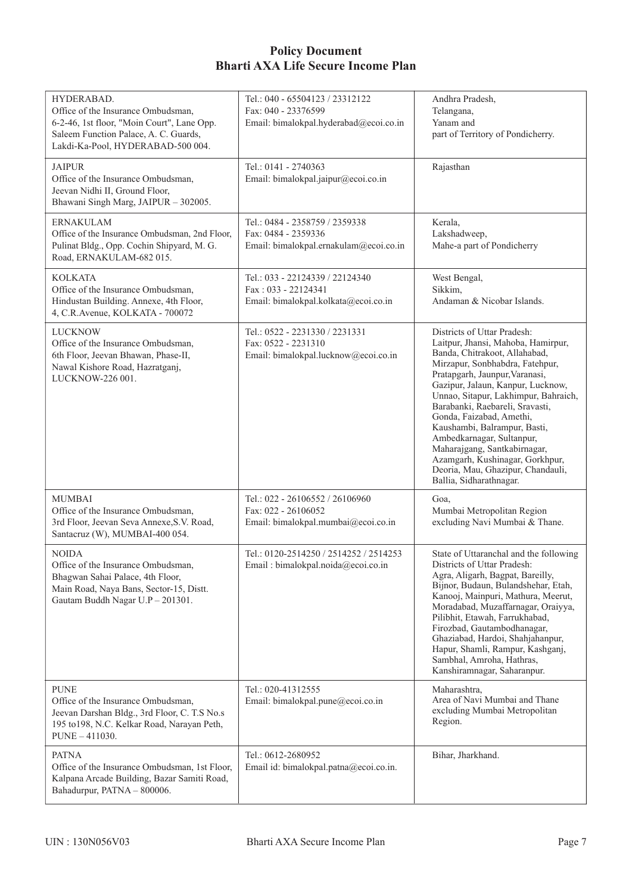# Policy Document
## Bharti AXA Life Secure Income Plan

| | | |
|---|---|---|
| HYDERABAD.<br>Office of the Insurance Ombudsman,<br>6-2-46, 1st floor, "Moin Court", Lane Opp. Saleem Function Palace, A. C. Guards, Lakdi-Ka-Pool, HYDERABAD-500 004. | Tel.: 040 - 65504123 / 23312122<br>Fax: 040 - 23376599<br>Email: bimalokpal.hyderabad@ecoi.co.in | Andhra Pradesh,<br>Telangana,<br>Yanam and<br>part of Territory of Pondicherry. |
| JAIPUR<br>Office of the Insurance Ombudsman,<br>Jeevan Nidhi II, Ground Floor,<br>Bhawani Singh Marg, JAIPUR – 302005. | Tel.: 0141 - 2740363<br>Email: bimalokpal.jaipur@ecoi.co.in | Rajasthan |
| ERNAKULAM<br>Office of the Insurance Ombudsman, 2nd Floor, Pulinat Bldg., Opp. Cochin Shipyard, M. G. Road, ERNAKULAM-682 015. | Tel.: 0484 - 2358759 / 2359338<br>Fax: 0484 - 2359336<br>Email: bimalokpal.ernakulam@ecoi.co.in | Kerala,<br>Lakshadweep,<br>Mahe-a part of Pondicherry |
| KOLKATA<br>Office of the Insurance Ombudsman,<br>Hindustan Building. Annexe, 4th Floor,<br>4, C.R.Avenue, KOLKATA - 700072 | Tel.: 033 - 22124339 / 22124340<br>Fax : 033 - 22124341<br>Email: bimalokpal.kolkata@ecoi.co.in | West Bengal,<br>Sikkim,<br>Andaman & Nicobar Islands. |
| LUCKNOW<br>Office of the Insurance Ombudsman,<br>6th Floor, Jeevan Bhawan, Phase-II,<br>Nawal Kishore Road, Hazratganj,<br>LUCKNOW-226 001. | Tel.: 0522 - 2231330 / 2231331<br>Fax: 0522 - 2231310<br>Email: bimalokpal.lucknow@ecoi.co.in | Districts of Uttar Pradesh:<br>Laitpur, Jhansi, Mahoba, Hamirpur, Banda, Chitrakoot, Allahabad, Mirzapur, Sonbhabdra, Fatehpur, Pratapgarh, Jaunpur,Varanasi, Gazipur, Jalaun, Kanpur, Lucknow, Unnao, Sitapur, Lakhimpur, Bahraich, Barabanki, Raebareli, Sravasti, Gonda, Faizabad, Amethi, Kaushambi, Balrampur, Basti, Ambedkarnagar, Sultanpur, Maharajgang, Santkabirnagar, Azamgarh, Kushinagar, Gorkhpur, Deoria, Mau, Ghazipur, Chandauli, Ballia, Sidharathnagar. |
| MUMBAI<br>Office of the Insurance Ombudsman,<br>3rd Floor, Jeevan Seva Annexe,S.V. Road, Santacruz (W), MUMBAI-400 054. | Tel.: 022 - 26106552 / 26106960<br>Fax: 022 - 26106052<br>Email: bimalokpal.mumbai@ecoi.co.in | Goa,<br>Mumbai Metropolitan Region excluding Navi Mumbai & Thane. |
| NOIDA<br>Office of the Insurance Ombudsman,<br>Bhagwan Sahai Palace, 4th Floor,<br>Main Road, Naya Bans, Sector-15, Distt. Gautam Buddh Nagar U.P – 201301. | Tel.: 0120-2514250 / 2514252 / 2514253<br>Email : bimalokpal.noida@ecoi.co.in | State of Uttaranchal and the following Districts of Uttar Pradesh:<br>Agra, Aligarh, Bagpat, Bareilly, Bijnor, Budaun, Bulandshehar, Etah, Kanooj, Mainpuri, Mathura, Meerut, Moradabad, Muzaffarnagar, Oraiyya, Pilibhit, Etawah, Farrukhabad, Firozbad, Gautambodhanagar, Ghaziabad, Hardoi, Shahjahanpur, Hapur, Shamli, Rampur, Kashganj, Sambhal, Amroha, Hathras, Kanshiramnagar, Saharanpur. |
| PUNE<br>Office of the Insurance Ombudsman,<br>Jeevan Darshan Bldg., 3rd Floor, C. T.S No.s 195 to198, N.C. Kelkar Road, Narayan Peth, PUNE – 411030. | Tel.: 020-41312555<br>Email: bimalokpal.pune@ecoi.co.in | Maharashtra,<br>Area of Navi Mumbai and Thane excluding Mumbai Metropolitan Region. |
| PATNA<br>Office of the Insurance Ombudsman, 1st Floor, Kalpana Arcade Building, Bazar Samiti Road, Bahadurpur, PATNA – 800006. | Tel.: 0612-2680952<br>Email id: bimalokpal.patna@ecoi.co.in. | Bihar, Jharkhand. |

UIN : 130N056V03 Bharti AXA Secure Income Plan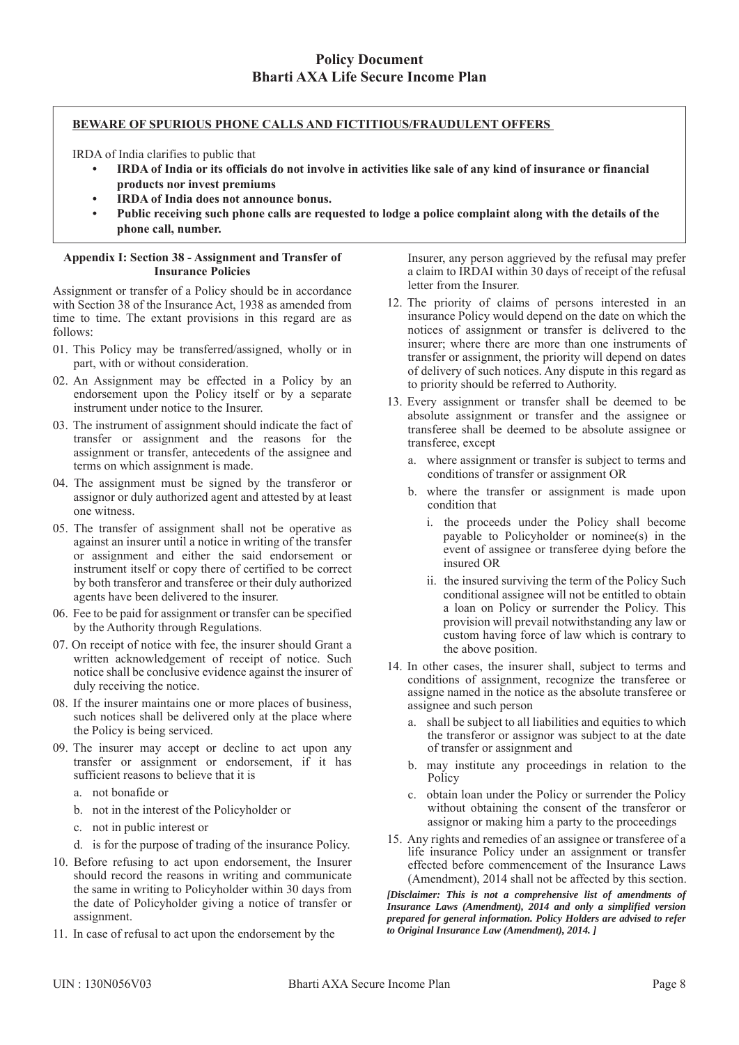# Policy Document
# Bharti AXA Life Secure Income Plan

**BEWARE OF SPURIOUS PHONE CALLS AND FICTITIOUS/FRAUDULENT OFFERS**

IRDA of India clarifies to public that

- **IRDA of India or its officials do not involve in activities like sale of any kind of insurance or financial products nor invest premiums**
- **IRDA of India does not announce bonus.**
- **Public receiving such phone calls are requested to lodge a police complaint along with the details of the phone call, number.**

### Appendix I: Section 38 - Assignment and Transfer of Insurance Policies

Assignment or transfer of a Policy should be in accordance with Section 38 of the Insurance Act, 1938 as amended from time to time. The extant provisions in this regard are as follows:

01. This Policy may be transferred/assigned, wholly or in part, with or without consideration.
02. An Assignment may be effected in a Policy by an endorsement upon the Policy itself or by a separate instrument under notice to the Insurer.
03. The instrument of assignment should indicate the fact of transfer or assignment and the reasons for the assignment or transfer, antecedents of the assignee and terms on which assignment is made.
04. The assignment must be signed by the transferor or assignor or duly authorized agent and attested by at least one witness.
05. The transfer of assignment shall not be operative as against an insurer until a notice in writing of the transfer or assignment and either the said endorsement or instrument itself or copy there of certified to be correct by both transferor and transferee or their duly authorized agents have been delivered to the insurer.
06. Fee to be paid for assignment or transfer can be specified by the Authority through Regulations.
07. On receipt of notice with fee, the insurer should Grant a written acknowledgement of receipt of notice. Such notice shall be conclusive evidence against the insurer of duly receiving the notice.
08. If the insurer maintains one or more places of business, such notices shall be delivered only at the place where the Policy is being serviced.
09. The insurer may accept or decline to act upon any transfer or assignment or endorsement, if it has sufficient reasons to believe that it is
    a. not bonafide or
    b. not in the interest of the Policyholder or
    c. not in public interest or
    d. is for the purpose of trading of the insurance Policy.
10. Before refusing to act upon endorsement, the Insurer should record the reasons in writing and communicate the same in writing to Policyholder within 30 days from the date of Policyholder giving a notice of transfer or assignment.
11. In case of refusal to act upon the endorsement by the Insurer, any person aggrieved by the refusal may prefer a claim to IRDAI within 30 days of receipt of the refusal letter from the Insurer.
12. The priority of claims of persons interested in an insurance Policy would depend on the date on which the notices of assignment or transfer is delivered to the insurer; where there are more than one instruments of transfer or assignment, the priority will depend on dates of delivery of such notices. Any dispute in this regard as to priority should be referred to Authority.
13. Every assignment or transfer shall be deemed to be absolute assignment or transfer and the assignee or transferee shall be deemed to be absolute assignee or transferee, except
    a. where assignment or transfer is subject to terms and conditions of transfer or assignment OR
    b. where the transfer or assignment is made upon condition that
       i. the proceeds under the Policy shall become payable to Policyholder or nominee(s) in the event of assignee or transferee dying before the insured OR
       ii. the insured surviving the term of the Policy Such conditional assignee will not be entitled to obtain a loan on Policy or surrender the Policy. This provision will prevail notwithstanding any law or custom having force of law which is contrary to the above position.
14. In other cases, the insurer shall, subject to terms and conditions of assignment, recognize the transferee or assigne named in the notice as the absolute transferee or assignee and such person
    a. shall be subject to all liabilities and equities to which the transferor or assignor was subject to at the date of transfer or assignment and
    b. may institute any proceedings in relation to the Policy
    c. obtain loan under the Policy or surrender the Policy without obtaining the consent of the transferor or assignor or making him a party to the proceedings
15. Any rights and remedies of an assignee or transferee of a life insurance Policy under an assignment or transfer effected before commencement of the Insurance Laws (Amendment), 2014 shall not be affected by this section.

***[Disclaimer: This is not a comprehensive list of amendments of Insurance Laws (Amendment), 2014 and only a simplified version prepared for general information. Policy Holders are advised to refer to Original Insurance Law (Amendment), 2014. ]***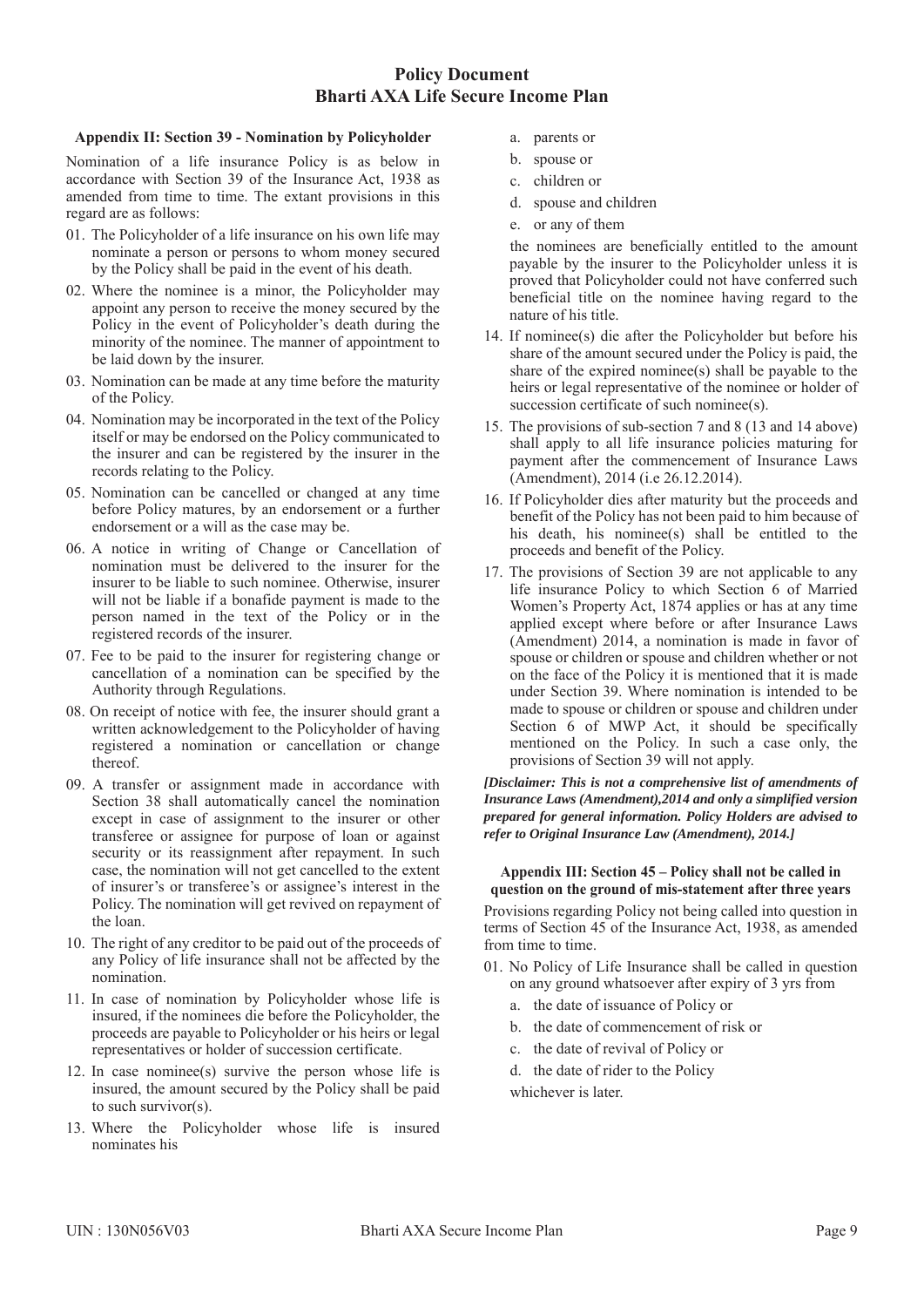## Appendix II: Section 39 - Nomination by Policyholder

Nomination of a life insurance Policy is as below in accordance with Section 39 of the Insurance Act, 1938 as amended from time to time. The extant provisions in this regard are as follows:

01. The Policyholder of a life insurance on his own life may nominate a person or persons to whom money secured by the Policy shall be paid in the event of his death.
02. Where the nominee is a minor, the Policyholder may appoint any person to receive the money secured by the Policy in the event of Policyholder's death during the minority of the nominee. The manner of appointment to be laid down by the insurer.
03. Nomination can be made at any time before the maturity of the Policy.
04. Nomination may be incorporated in the text of the Policy itself or may be endorsed on the Policy communicated to the insurer and can be registered by the insurer in the records relating to the Policy.
05. Nomination can be cancelled or changed at any time before Policy matures, by an endorsement or a further endorsement or a will as the case may be.
06. A notice in writing of Change or Cancellation of nomination must be delivered to the insurer for the insurer to be liable to such nominee. Otherwise, insurer will not be liable if a bonafide payment is made to the person named in the text of the Policy or in the registered records of the insurer.
07. Fee to be paid to the insurer for registering change or cancellation of a nomination can be specified by the Authority through Regulations.
08. On receipt of notice with fee, the insurer should grant a written acknowledgement to the Policyholder of having registered a nomination or cancellation or change thereof.
09. A transfer or assignment made in accordance with Section 38 shall automatically cancel the nomination except in case of assignment to the insurer or other transferee or assignee for purpose of loan or against security or its reassignment after repayment. In such case, the nomination will not get cancelled to the extent of insurer's or transferee's or assignee's interest in the Policy. The nomination will get revived on repayment of the loan.
10. The right of any creditor to be paid out of the proceeds of any Policy of life insurance shall not be affected by the nomination.
11. In case of nomination by Policyholder whose life is insured, if the nominees die before the Policyholder, the proceeds are payable to Policyholder or his heirs or legal representatives or holder of succession certificate.
12. In case nominee(s) survive the person whose life is insured, the amount secured by the Policy shall be paid to such survivor(s).
13. Where the Policyholder whose life is insured nominates his
    a. parents or
    b. spouse or
    c. children or
    d. spouse and children
    e. or any of them

    the nominees are beneficially entitled to the amount payable by the insurer to the Policyholder unless it is proved that Policyholder could not have conferred such beneficial title on the nominee having regard to the nature of his title.
14. If nominee(s) die after the Policyholder but before his share of the amount secured under the Policy is paid, the share of the expired nominee(s) shall be payable to the heirs or legal representative of the nominee or holder of succession certificate of such nominee(s).
15. The provisions of sub-section 7 and 8 (13 and 14 above) shall apply to all life insurance policies maturing for payment after the commencement of Insurance Laws (Amendment), 2014 (i.e 26.12.2014).
16. If Policyholder dies after maturity but the proceeds and benefit of the Policy has not been paid to him because of his death, his nominee(s) shall be entitled to the proceeds and benefit of the Policy.
17. The provisions of Section 39 are not applicable to any life insurance Policy to which Section 6 of Married Women's Property Act, 1874 applies or has at any time applied except where before or after Insurance Laws (Amendment) 2014, a nomination is made in favor of spouse or children or spouse and children whether or not on the face of the Policy it is mentioned that it is made under Section 39. Where nomination is intended to be made to spouse or children or spouse and children under Section 6 of MWP Act, it should be specifically mentioned on the Policy. In such a case only, the provisions of Section 39 will not apply.

***[Disclaimer: This is not a comprehensive list of amendments of Insurance Laws (Amendment),2014 and only a simplified version prepared for general information. Policy Holders are advised to refer to Original Insurance Law (Amendment), 2014.]***

## Appendix III: Section 45 – Policy shall not be called in question on the ground of mis-statement after three years

Provisions regarding Policy not being called into question in terms of Section 45 of the Insurance Act, 1938, as amended from time to time.

01. No Policy of Life Insurance shall be called in question on any ground whatsoever after expiry of 3 yrs from
    a. the date of issuance of Policy or
    b. the date of commencement of risk or
    c. the date of revival of Policy or
    d. the date of rider to the Policy

    whichever is later.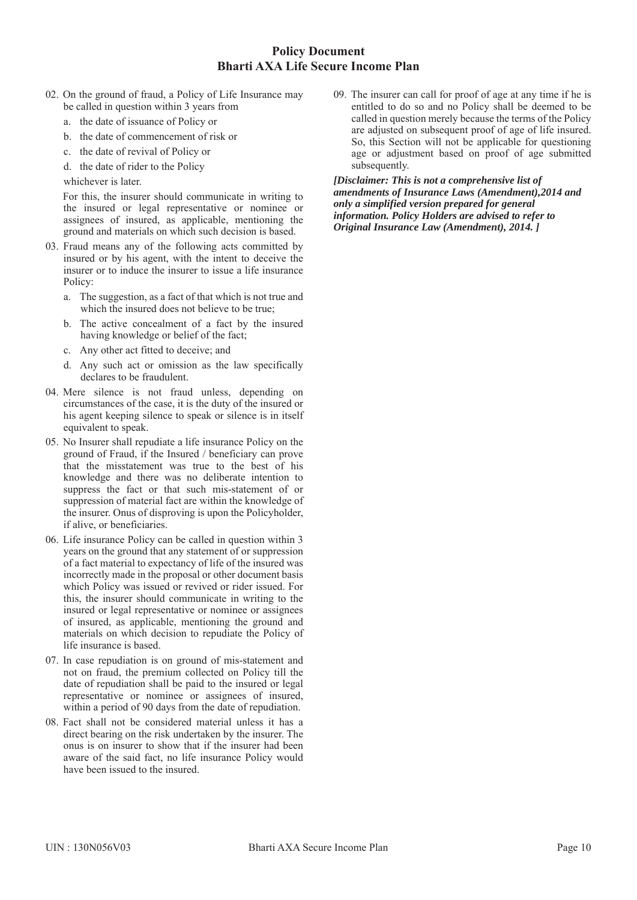02. On the ground of fraud, a Policy of Life Insurance may be called in question within 3 years from

    a. the date of issuance of Policy or
    b. the date of commencement of risk or
    c. the date of revival of Policy or
    d. the date of rider to the Policy

    whichever is later.

    For this, the insurer should communicate in writing to the insured or legal representative or nominee or assignees of insured, as applicable, mentioning the ground and materials on which such decision is based.

03. Fraud means any of the following acts committed by insured or by his agent, with the intent to deceive the insurer or to induce the insurer to issue a life insurance Policy:

    a. The suggestion, as a fact of that which is not true and which the insured does not believe to be true;
    b. The active concealment of a fact by the insured having knowledge or belief of the fact;
    c. Any other act fitted to deceive; and
    d. Any such act or omission as the law specifically declares to be fraudulent.

04. Mere silence is not fraud unless, depending on circumstances of the case, it is the duty of the insured or his agent keeping silence to speak or silence is in itself equivalent to speak.

05. No Insurer shall repudiate a life insurance Policy on the ground of Fraud, if the Insured / beneficiary can prove that the misstatement was true to the best of his knowledge and there was no deliberate intention to suppress the fact or that such mis-statement of or suppression of material fact are within the knowledge of the insurer. Onus of disproving is upon the Policyholder, if alive, or beneficiaries.

06. Life insurance Policy can be called in question within 3 years on the ground that any statement of or suppression of a fact material to expectancy of life of the insured was incorrectly made in the proposal or other document basis which Policy was issued or revived or rider issued. For this, the insurer should communicate in writing to the insured or legal representative or nominee or assignees of insured, as applicable, mentioning the ground and materials on which decision to repudiate the Policy of life insurance is based.

07. In case repudiation is on ground of mis-statement and not on fraud, the premium collected on Policy till the date of repudiation shall be paid to the insured or legal representative or nominee or assignees of insured, within a period of 90 days from the date of repudiation.

08. Fact shall not be considered material unless it has a direct bearing on the risk undertaken by the insurer. The onus is on insurer to show that if the insurer had been aware of the said fact, no life insurance Policy would have been issued to the insured.

09. The insurer can call for proof of age at any time if he is entitled to do so and no Policy shall be deemed to be called in question merely because the terms of the Policy are adjusted on subsequent proof of age of life insured. So, this Section will not be applicable for questioning age or adjustment based on proof of age submitted subsequently.

***[Disclaimer: This is not a comprehensive list of amendments of Insurance Laws (Amendment),2014 and only a simplified version prepared for general information. Policy Holders are advised to refer to Original Insurance Law (Amendment), 2014. ]***